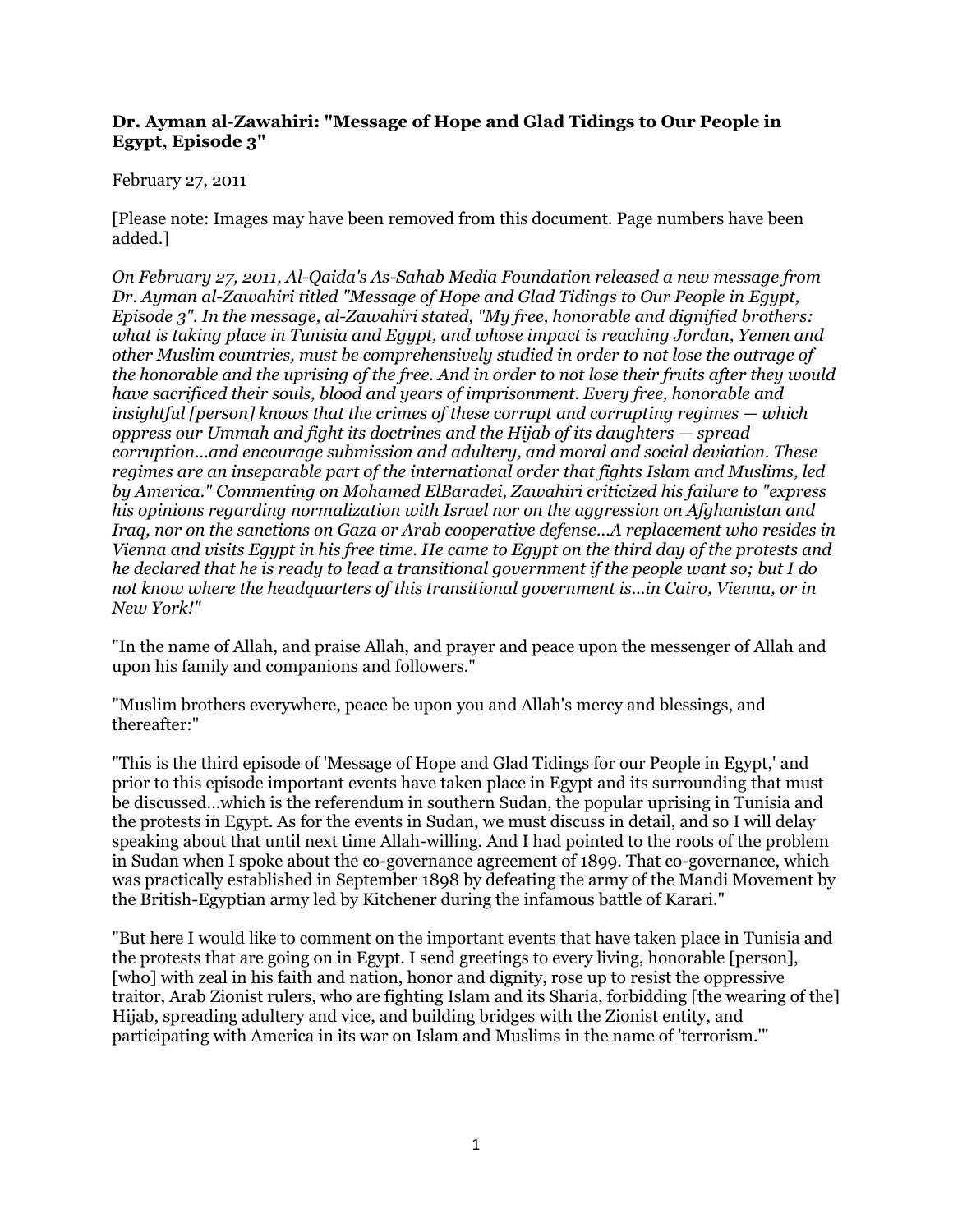**Dr. Ayman al-Zawahiri: "Message of Hope and Glad Tidings to Our People in Egypt, Episode 3"**

February 27, 2011

[Please note: Images may have been removed from this document. Page numbers have been added.]

*On February 27, 2011, Al-Qaida's As-Sahab Media Foundation released a new message from Dr. Ayman al-Zawahiri titled "Message of Hope and Glad Tidings to Our People in Egypt, Episode 3". In the message, al-Zawahiri stated, "My free, honorable and dignified brothers: what is taking place in Tunisia and Egypt, and whose impact is reaching Jordan, Yemen and other Muslim countries, must be comprehensively studied in order to not lose the outrage of the honorable and the uprising of the free. And in order to not lose their fruits after they would have sacrificed their souls, blood and years of imprisonment. Every free, honorable and insightful [person] knows that the crimes of these corrupt and corrupting regimes — which oppress our Ummah and fight its doctrines and the Hijab of its daughters — spread corruption…and encourage submission and adultery, and moral and social deviation. These regimes are an inseparable part of the international order that fights Islam and Muslims, led by America." Commenting on Mohamed ElBaradei, Zawahiri criticized his failure to "express his opinions regarding normalization with Israel nor on the aggression on Afghanistan and Iraq, nor on the sanctions on Gaza or Arab cooperative defense…A replacement who resides in Vienna and visits Egypt in his free time. He came to Egypt on the third day of the protests and he declared that he is ready to lead a transitional government if the people want so; but I do not know where the headquarters of this transitional government is…in Cairo, Vienna, or in New York!"*

"In the name of Allah, and praise Allah, and prayer and peace upon the messenger of Allah and upon his family and companions and followers."

"Muslim brothers everywhere, peace be upon you and Allah's mercy and blessings, and thereafter:"

"This is the third episode of 'Message of Hope and Glad Tidings for our People in Egypt,' and prior to this episode important events have taken place in Egypt and its surrounding that must be discussed…which is the referendum in southern Sudan, the popular uprising in Tunisia and the protests in Egypt. As for the events in Sudan, we must discuss in detail, and so I will delay speaking about that until next time Allah-willing. And I had pointed to the roots of the problem in Sudan when I spoke about the co-governance agreement of 1899. That co-governance, which was practically established in September 1898 by defeating the army of the Mandi Movement by the British-Egyptian army led by Kitchener during the infamous battle of Karari."

"But here I would like to comment on the important events that have taken place in Tunisia and the protests that are going on in Egypt. I send greetings to every living, honorable [person], [who] with zeal in his faith and nation, honor and dignity, rose up to resist the oppressive traitor, Arab Zionist rulers, who are fighting Islam and its Sharia, forbidding [the wearing of the] Hijab, spreading adultery and vice, and building bridges with the Zionist entity, and participating with America in its war on Islam and Muslims in the name of 'terrorism.'"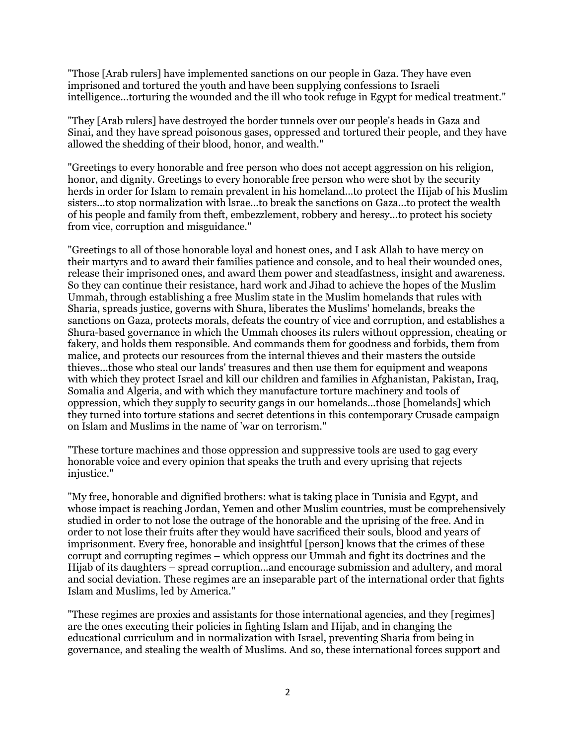"Those [Arab rulers] have implemented sanctions on our people in Gaza. They have even imprisoned and tortured the youth and have been supplying confessions to Israeli intelligence...torturing the wounded and the ill who took refuge in Egypt for medical treatment."

"They [Arab rulers] have destroyed the border tunnels over our people's heads in Gaza and Sinai, and they have spread poisonous gases, oppressed and tortured their people, and they have allowed the shedding of their blood, honor, and wealth."

"Greetings to every honorable and free person who does not accept aggression on his religion, honor, and dignity. Greetings to every honorable free person who were shot by the security herds in order for Islam to remain prevalent in his homeland...to protect the Hijab of his Muslim sisters...to stop normalization with lsrae...to break the sanctions on Gaza...to protect the wealth of his people and family from theft, embezzlement, robbery and heresy...to protect his society from vice, corruption and misguidance."

"Greetings to all of those honorable loyal and honest ones, and I ask Allah to have mercy on their martyrs and to award their families patience and console, and to heal their wounded ones, release their imprisoned ones, and award them power and steadfastness, insight and awareness. So they can continue their resistance, hard work and Jihad to achieve the hopes of the Muslim Ummah, through establishing a free Muslim state in the Muslim homelands that rules with Sharia, spreads justice, governs with Shura, liberates the Muslims' homelands, breaks the sanctions on Gaza, protects morals, defeats the country of vice and corruption, and establishes a Shura-based governance in which the Ummah chooses its rulers without oppression, cheating or fakery, and holds them responsible. And commands them for goodness and forbids, them from malice, and protects our resources from the internal thieves and their masters the outside thieves...those who steal our lands' treasures and then use them for equipment and weapons with which they protect Israel and kill our children and families in Afghanistan, Pakistan, Iraq, Somalia and Algeria, and with which they manufacture torture machinery and tools of oppression, which they supply to security gangs in our homelands...those [homelands] which they turned into torture stations and secret detentions in this contemporary Crusade campaign on Islam and Muslims in the name of 'war on terrorism."

"These torture machines and those oppression and suppressive tools are used to gag every honorable voice and every opinion that speaks the truth and every uprising that rejects injustice."

"My free, honorable and dignified brothers: what is taking place in Tunisia and Egypt, and whose impact is reaching Jordan, Yemen and other Muslim countries, must be comprehensively studied in order to not lose the outrage of the honorable and the uprising of the free. And in order to not lose their fruits after they would have sacrificed their souls, blood and years of imprisonment. Every free, honorable and insightful [person] knows that the crimes of these corrupt and corrupting regimes – which oppress our Ummah and fight its doctrines and the Hijab of its daughters – spread corruption...and encourage submission and adultery, and moral and social deviation. These regimes are an inseparable part of the international order that fights Islam and Muslims, led by America."

"These regimes are proxies and assistants for those international agencies, and they [regimes] are the ones executing their policies in fighting Islam and Hijab, and in changing the educational curriculum and in normalization with Israel, preventing Sharia from being in governance, and stealing the wealth of Muslims. And so, these international forces support and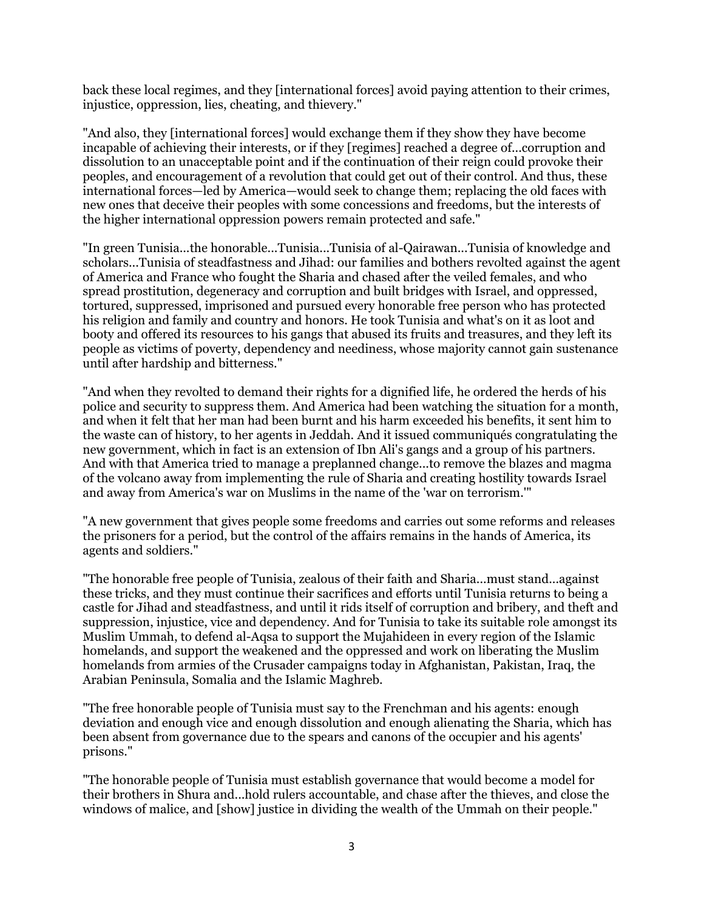back these local regimes, and they [international forces] avoid paying attention to their crimes, injustice, oppression, lies, cheating, and thievery."

"And also, they [international forces] would exchange them if they show they have become incapable of achieving their interests, or if they [regimes] reached a degree of...corruption and dissolution to an unacceptable point and if the continuation of their reign could provoke their peoples, and encouragement of a revolution that could get out of their control. And thus, these international forces—led by America—would seek to change them; replacing the old faces with new ones that deceive their peoples with some concessions and freedoms, but the interests of the higher international oppression powers remain protected and safe."

"In green Tunisia...the honorable...Tunisia...Tunisia of al-Qairawan...Tunisia of knowledge and scholars...Tunisia of steadfastness and Jihad: our families and bothers revolted against the agent of America and France who fought the Sharia and chased after the veiled females, and who spread prostitution, degeneracy and corruption and built bridges with Israel, and oppressed, tortured, suppressed, imprisoned and pursued every honorable free person who has protected his religion and family and country and honors. He took Tunisia and what's on it as loot and booty and offered its resources to his gangs that abused its fruits and treasures, and they left its people as victims of poverty, dependency and neediness, whose majority cannot gain sustenance until after hardship and bitterness."

"And when they revolted to demand their rights for a dignified life, he ordered the herds of his police and security to suppress them. And America had been watching the situation for a month, and when it felt that her man had been burnt and his harm exceeded his benefits, it sent him to the waste can of history, to her agents in Jeddah. And it issued communiqués congratulating the new government, which in fact is an extension of Ibn Ali's gangs and a group of his partners. And with that America tried to manage a preplanned change...to remove the blazes and magma of the volcano away from implementing the rule of Sharia and creating hostility towards Israel and away from America's war on Muslims in the name of the 'war on terrorism.'"

"A new government that gives people some freedoms and carries out some reforms and releases the prisoners for a period, but the control of the affairs remains in the hands of America, its agents and soldiers."

"The honorable free people of Tunisia, zealous of their faith and Sharia...must stand...against these tricks, and they must continue their sacrifices and efforts until Tunisia returns to being a castle for Jihad and steadfastness, and until it rids itself of corruption and bribery, and theft and suppression, injustice, vice and dependency. And for Tunisia to take its suitable role amongst its Muslim Ummah, to defend al-Aqsa to support the Mujahideen in every region of the Islamic homelands, and support the weakened and the oppressed and work on liberating the Muslim homelands from armies of the Crusader campaigns today in Afghanistan, Pakistan, Iraq, the Arabian Peninsula, Somalia and the Islamic Maghreb.

"The free honorable people of Tunisia must say to the Frenchman and his agents: enough deviation and enough vice and enough dissolution and enough alienating the Sharia, which has been absent from governance due to the spears and canons of the occupier and his agents' prisons."

"The honorable people of Tunisia must establish governance that would become a model for their brothers in Shura and...hold rulers accountable, and chase after the thieves, and close the windows of malice, and [show] justice in dividing the wealth of the Ummah on their people."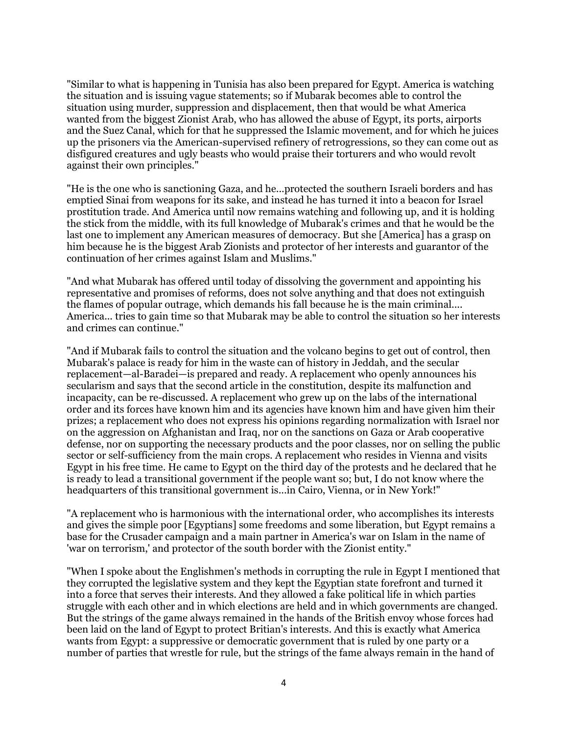"Similar to what is happening in Tunisia has also been prepared for Egypt. America is watching the situation and is issuing vague statements; so if Mubarak becomes able to control the situation using murder, suppression and displacement, then that would be what America wanted from the biggest Zionist Arab, who has allowed the abuse of Egypt, its ports, airports and the Suez Canal, which for that he suppressed the Islamic movement, and for which he juices up the prisoners via the American-supervised refinery of retrogressions, so they can come out as disfigured creatures and ugly beasts who would praise their torturers and who would revolt against their own principles."

"He is the one who is sanctioning Gaza, and he…protected the southern Israeli borders and has emptied Sinai from weapons for its sake, and instead he has turned it into a beacon for Israel prostitution trade. And America until now remains watching and following up, and it is holding the stick from the middle, with its full knowledge of Mubarak's crimes and that he would be the last one to implement any American measures of democracy. But she [America] has a grasp on him because he is the biggest Arab Zionists and protector of her interests and guarantor of the continuation of her crimes against Islam and Muslims."

"And what Mubarak has offered until today of dissolving the government and appointing his representative and promises of reforms, does not solve anything and that does not extinguish the flames of popular outrage, which demands his fall because he is the main criminal…. America… tries to gain time so that Mubarak may be able to control the situation so her interests and crimes can continue."

"And if Mubarak fails to control the situation and the volcano begins to get out of control, then Mubarak's palace is ready for him in the waste can of history in Jeddah, and the secular replacement—al-Baradei—is prepared and ready. A replacement who openly announces his secularism and says that the second article in the constitution, despite its malfunction and incapacity, can be re-discussed. A replacement who grew up on the labs of the international order and its forces have known him and its agencies have known him and have given him their prizes; a replacement who does not express his opinions regarding normalization with Israel nor on the aggression on Afghanistan and Iraq, nor on the sanctions on Gaza or Arab cooperative defense, nor on supporting the necessary products and the poor classes, nor on selling the public sector or self-sufficiency from the main crops. A replacement who resides in Vienna and visits Egypt in his free time. He came to Egypt on the third day of the protests and he declared that he is ready to lead a transitional government if the people want so; but, I do not know where the headquarters of this transitional government is…in Cairo, Vienna, or in New York!"

"A replacement who is harmonious with the international order, who accomplishes its interests and gives the simple poor [Egyptians] some freedoms and some liberation, but Egypt remains a base for the Crusader campaign and a main partner in America's war on Islam in the name of 'war on terrorism,' and protector of the south border with the Zionist entity."

"When I spoke about the Englishmen's methods in corrupting the rule in Egypt I mentioned that they corrupted the legislative system and they kept the Egyptian state forefront and turned it into a force that serves their interests. And they allowed a fake political life in which parties struggle with each other and in which elections are held and in which governments are changed. But the strings of the game always remained in the hands of the British envoy whose forces had been laid on the land of Egypt to protect Britian's interests. And this is exactly what America wants from Egypt: a suppressive or democratic government that is ruled by one party or a number of parties that wrestle for rule, but the strings of the fame always remain in the hand of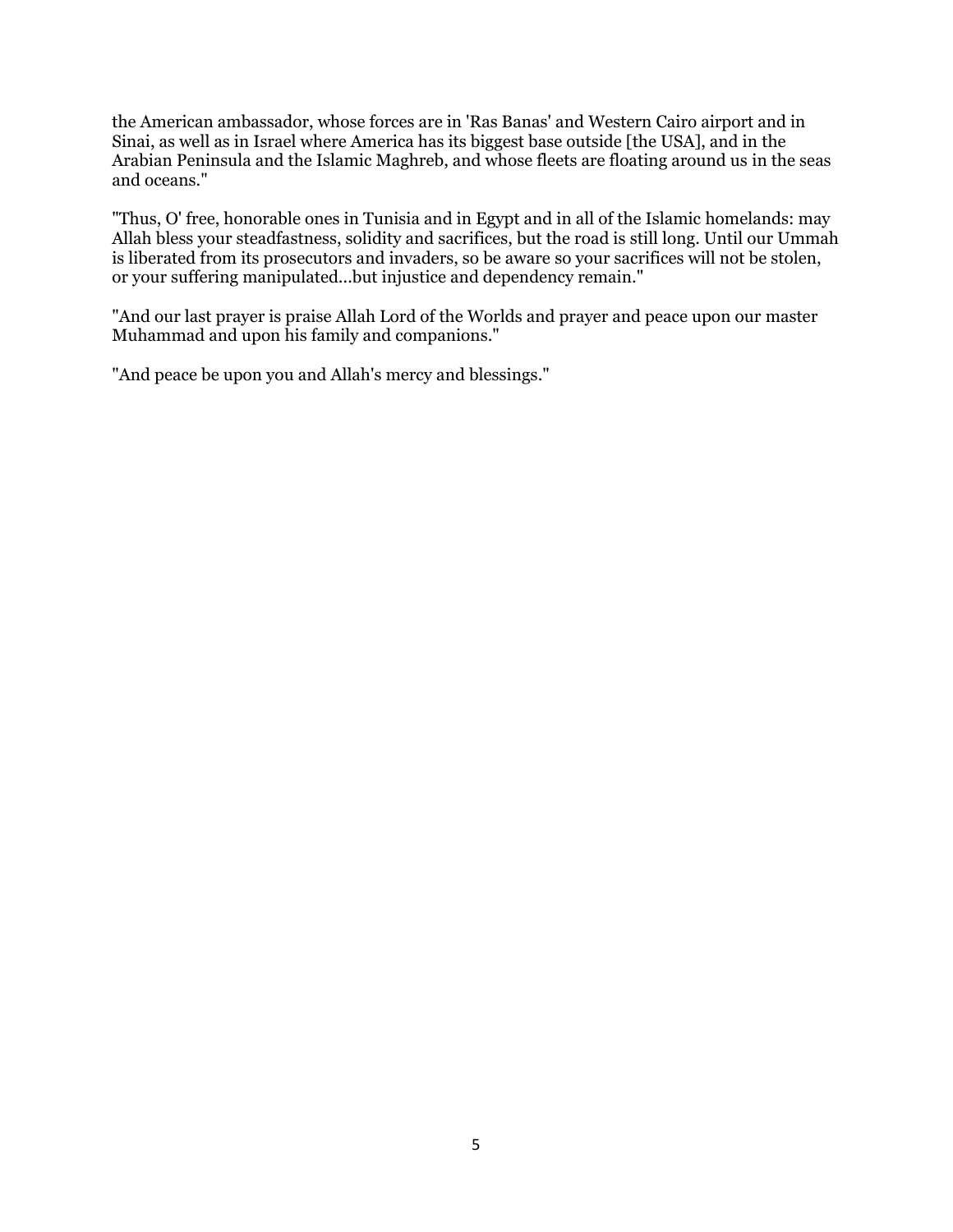the American ambassador, whose forces are in 'Ras Banas' and Western Cairo airport and in Sinai, as well as in Israel where America has its biggest base outside [the USA], and in the Arabian Peninsula and the Islamic Maghreb, and whose fleets are floating around us in the seas and oceans."

"Thus, O' free, honorable ones in Tunisia and in Egypt and in all of the Islamic homelands: may Allah bless your steadfastness, solidity and sacrifices, but the road is still long. Until our Ummah is liberated from its prosecutors and invaders, so be aware so your sacrifices will not be stolen, or your suffering manipulated...but injustice and dependency remain."

"And our last prayer is praise Allah Lord of the Worlds and prayer and peace upon our master Muhammad and upon his family and companions."

"And peace be upon you and Allah's mercy and blessings."